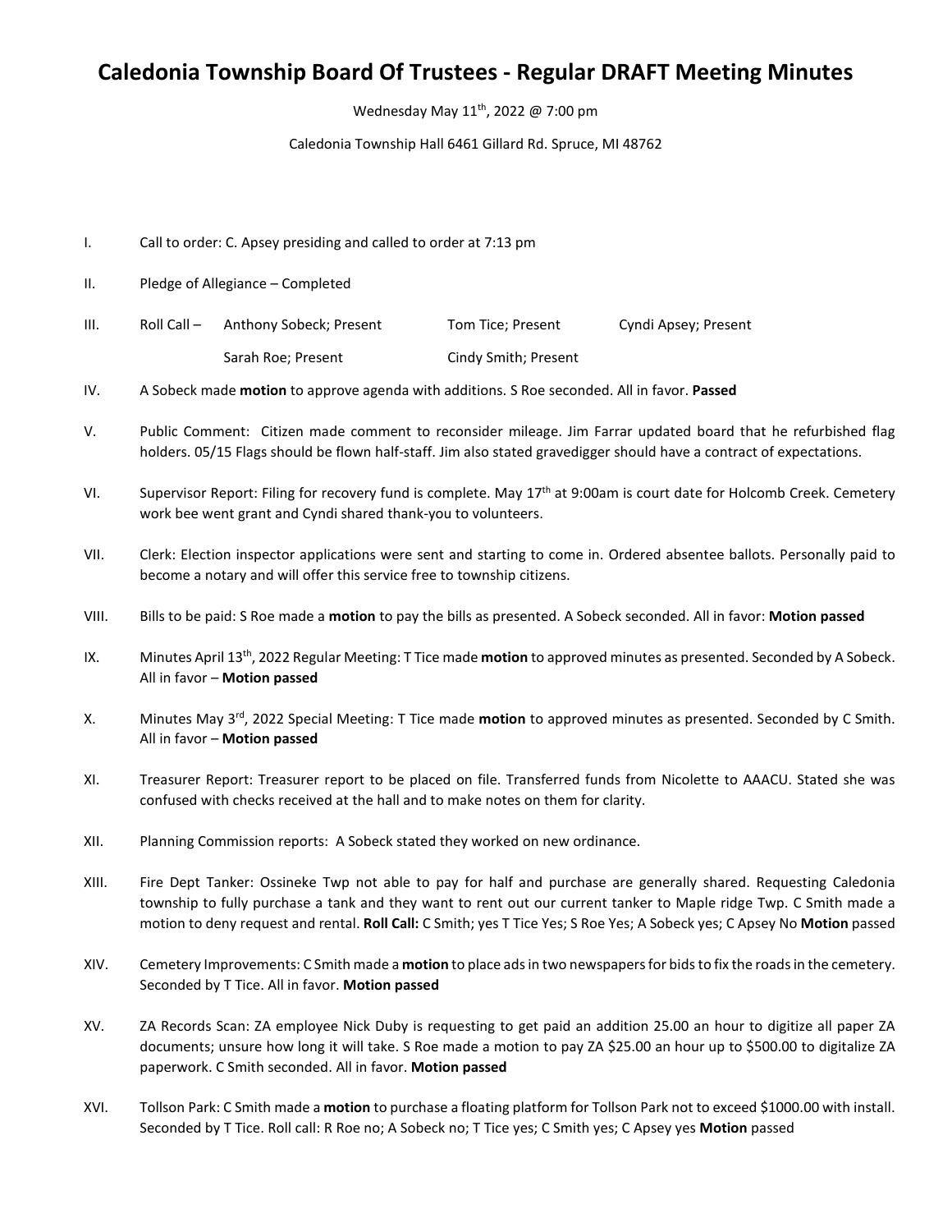# Caledonia Township Board Of Trustees - Regular DRAFT Meeting Minutes

Wednesday May 11th, 2022 @ 7:00 pm

Caledonia Township Hall 6461 Gillard Rd. Spruce, MI 48762

I. Call to order: C. Apsey presiding and called to order at 7:13 pm

II. Pledge of Allegiance – Completed

III. Roll Call – Anthony Sobeck; Present Tom Tice; Present Cyndi Apsey; Present Sarah Roe; Present Cindy Smith; Present

IV. A Sobeck made **motion** to approve agenda with additions. S Roe seconded. All in favor. **Passed**

V. Public Comment: Citizen made comment to reconsider mileage. Jim Farrar updated board that he refurbished flag holders. 05/15 Flags should be flown half-staff. Jim also stated gravedigger should have a contract of expectations.

VI. Supervisor Report: Filing for recovery fund is complete. May 17th at 9:00am is court date for Holcomb Creek. Cemetery work bee went grant and Cyndi shared thank-you to volunteers.

VII. Clerk: Election inspector applications were sent and starting to come in. Ordered absentee ballots. Personally paid to become a notary and will offer this service free to township citizens.

VIII. Bills to be paid: S Roe made a **motion** to pay the bills as presented. A Sobeck seconded. All in favor: **Motion passed**

IX. Minutes April 13th, 2022 Regular Meeting: T Tice made **motion** to approved minutes as presented. Seconded by A Sobeck. All in favor – **Motion passed**

X. Minutes May 3rd, 2022 Special Meeting: T Tice made **motion** to approved minutes as presented. Seconded by C Smith. All in favor – **Motion passed**

XI. Treasurer Report: Treasurer report to be placed on file. Transferred funds from Nicolette to AAACU. Stated she was confused with checks received at the hall and to make notes on them for clarity.

XII. Planning Commission reports: A Sobeck stated they worked on new ordinance.

XIII. Fire Dept Tanker: Ossineke Twp not able to pay for half and purchase are generally shared. Requesting Caledonia township to fully purchase a tank and they want to rent out our current tanker to Maple ridge Twp. C Smith made a motion to deny request and rental. **Roll Call:** C Smith; yes T Tice Yes; S Roe Yes; A Sobeck yes; C Apsey No **Motion** passed

XIV. Cemetery Improvements: C Smith made a **motion** to place ads in two newspapers for bids to fix the roads in the cemetery. Seconded by T Tice. All in favor. **Motion passed**

XV. ZA Records Scan: ZA employee Nick Duby is requesting to get paid an addition 25.00 an hour to digitize all paper ZA documents; unsure how long it will take. S Roe made a motion to pay ZA $25.00 an hour up to $500.00 to digitalize ZA paperwork. C Smith seconded. All in favor. **Motion passed**

XVI. Tollson Park: C Smith made a **motion** to purchase a floating platform for Tollson Park not to exceed $1000.00 with install. Seconded by T Tice. Roll call: R Roe no; A Sobeck no; T Tice yes; C Smith yes; C Apsey yes **Motion** passed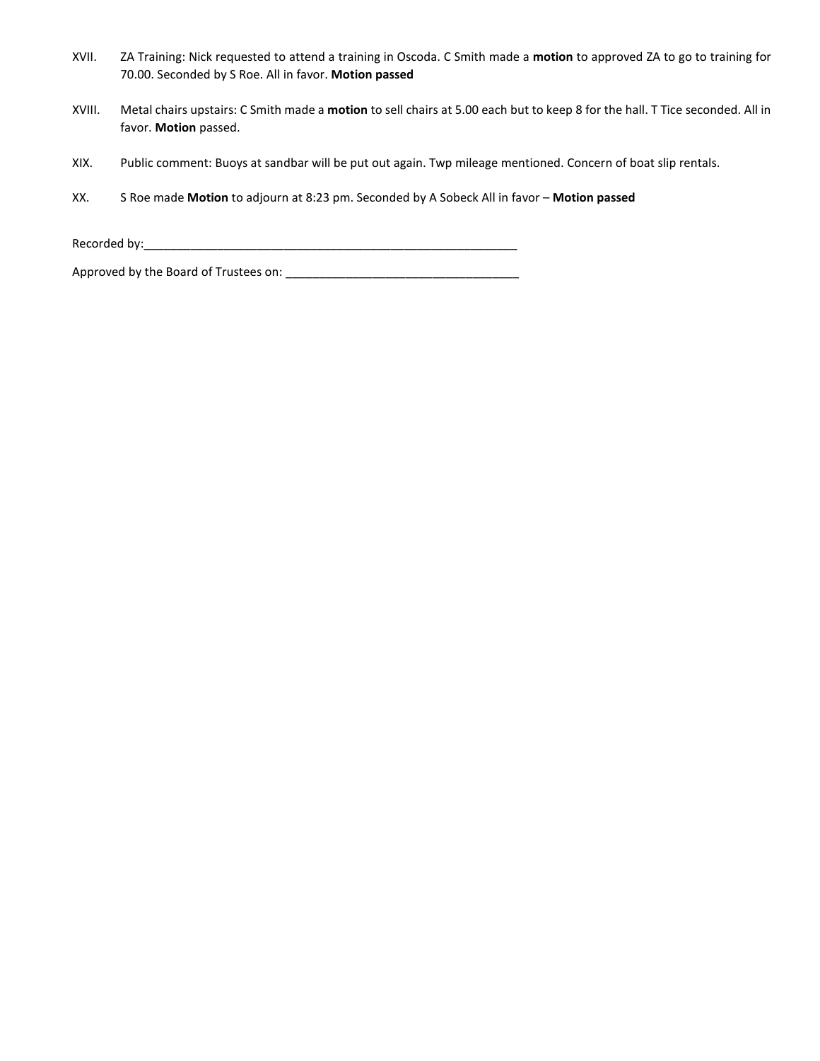XVII. ZA Training: Nick requested to attend a training in Oscoda. C Smith made a **motion** to approved ZA to go to training for 70.00. Seconded by S Roe. All in favor. **Motion passed**

XVIII. Metal chairs upstairs: C Smith made a **motion** to sell chairs at 5.00 each but to keep 8 for the hall. T Tice seconded. All in favor. **Motion** passed.

XIX. Public comment: Buoys at sandbar will be put out again. Twp mileage mentioned. Concern of boat slip rentals.

XX. S Roe made **Motion** to adjourn at 8:23 pm. Seconded by A Sobeck All in favor – **Motion passed**

Recorded by:\_\_\_\_\_\_\_\_\_\_\_\_\_\_\_\_\_\_\_\_\_\_\_\_\_\_\_\_\_\_\_\_\_\_\_\_\_\_\_\_\_\_\_\_\_\_\_\_\_\_\_\_\_\_\_\_

Approved by the Board of Trustees on: \_\_\_\_\_\_\_\_\_\_\_\_\_\_\_\_\_\_\_\_\_\_\_\_\_\_\_\_\_\_\_\_\_\_\_\_